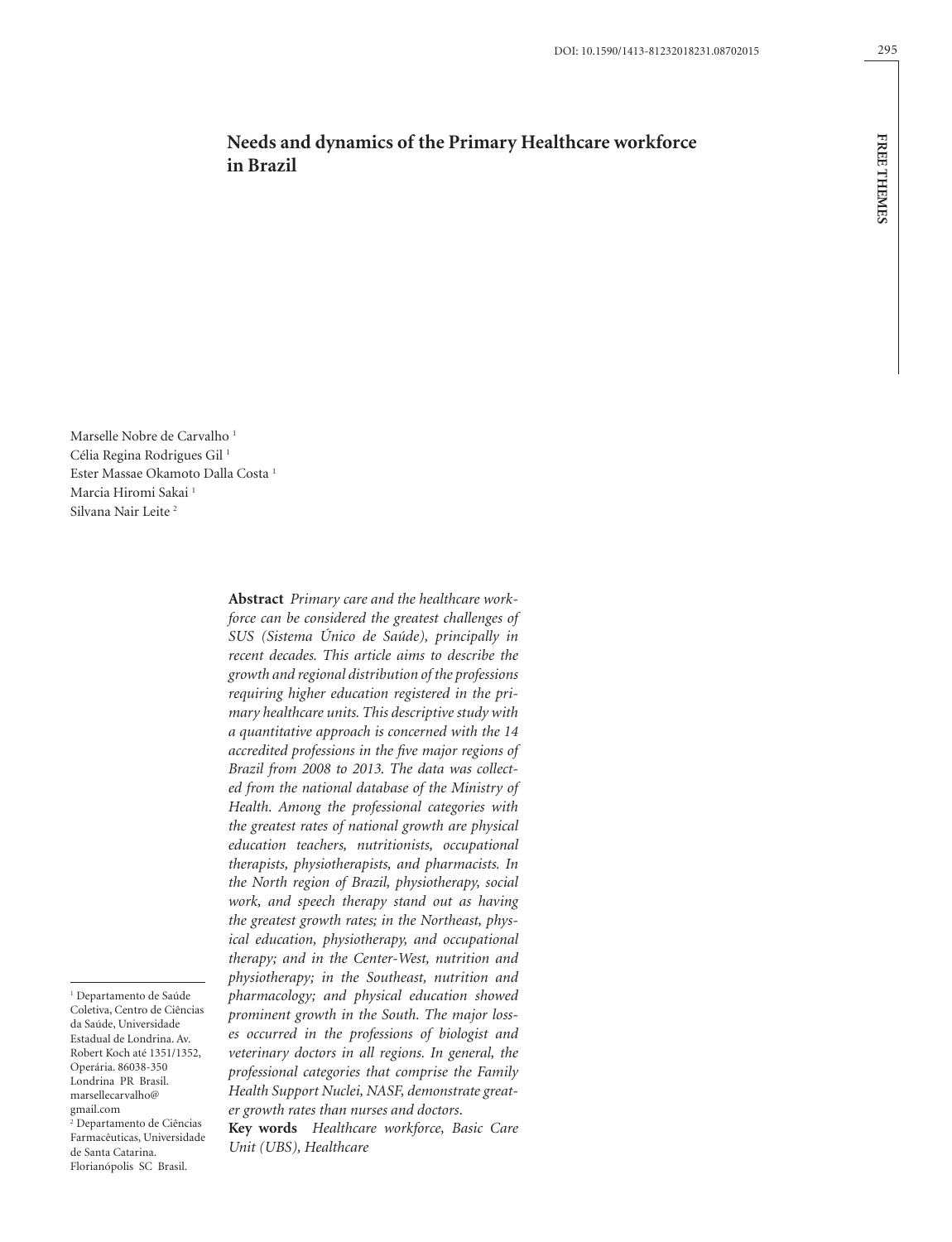# Needs and dynamics of the Primary Healthcare workforce in Brazil

Marselle Nobre de Carvalho [1]
Célia Regina Rodrigues Gil [1]
Ester Massae Okamoto Dalla Costa [1]
Marcia Hiromi Sakai [1]
Silvana Nair Leite [2]

**Abstract** *Primary care and the healthcare workforce can be considered the greatest challenges of SUS (Sistema Único de Saúde), principally in recent decades. This article aims to describe the growth and regional distribution of the professions requiring higher education registered in the primary healthcare units. This descriptive study with a quantitative approach is concerned with the 14 accredited professions in the five major regions of Brazil from 2008 to 2013. The data was collected from the national database of the Ministry of Health. Among the professional categories with the greatest rates of national growth are physical education teachers, nutritionists, occupational therapists, physiotherapists, and pharmacists. In the North region of Brazil, physiotherapy, social work, and speech therapy stand out as having the greatest growth rates; in the Northeast, physical education, physiotherapy, and occupational therapy; and in the Center-West, nutrition and physiotherapy; in the Southeast, nutrition and pharmacology; and physical education showed prominent growth in the South. The major losses occurred in the professions of biologist and veterinary doctors in all regions. In general, the professional categories that comprise the Family Health Support Nuclei, NASF, demonstrate greater growth rates than nurses and doctors.*

**Key words** *Healthcare workforce, Basic Care Unit (UBS), Healthcare*

[1] Departamento de Saúde Coletiva, Centro de Ciências da Saúde, Universidade Estadual de Londrina. Av. Robert Koch até 1351/1352, Operária. 86038-350 Londrina PR Brasil. marsellecarvalho@gmail.com

[2] Departamento de Ciências Farmacêuticas, Universidade de Santa Catarina. Florianópolis SC Brasil.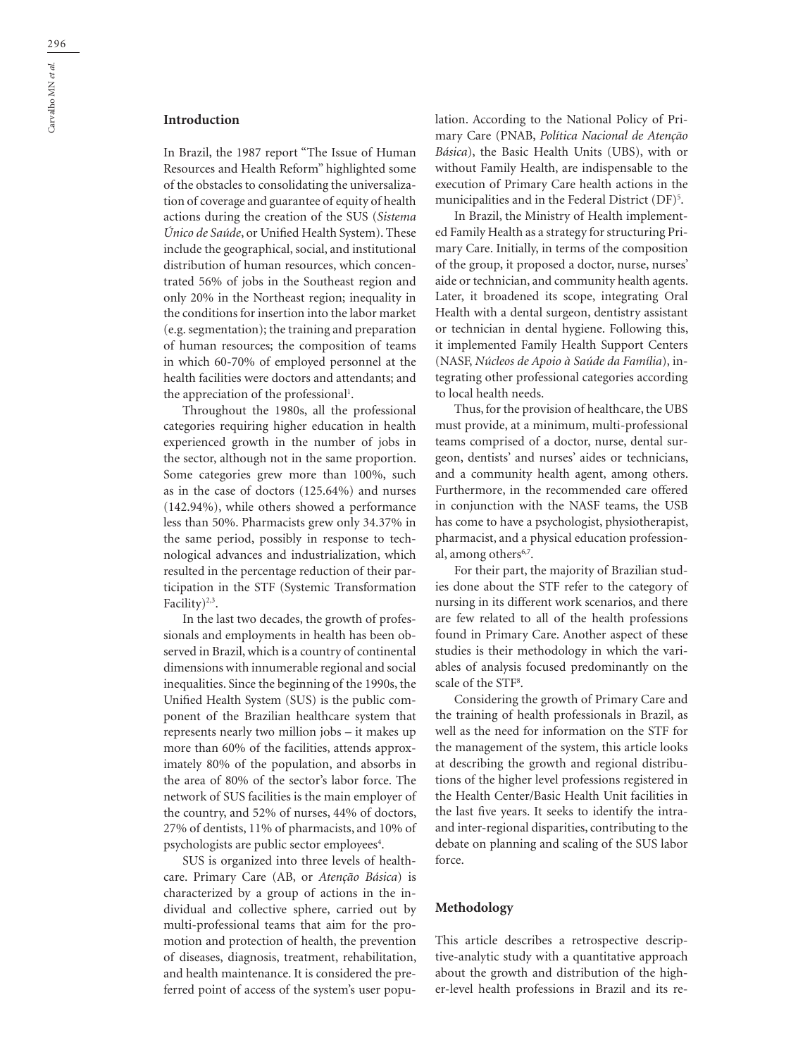## Introduction

In Brazil, the 1987 report "The Issue of Human Resources and Health Reform" highlighted some of the obstacles to consolidating the universalization of coverage and guarantee of equity of health actions during the creation of the SUS (*Sistema Único de Saúde*, or Unified Health System). These include the geographical, social, and institutional distribution of human resources, which concentrated 56% of jobs in the Southeast region and only 20% in the Northeast region; inequality in the conditions for insertion into the labor market (e.g. segmentation); the training and preparation of human resources; the composition of teams in which 60-70% of employed personnel at the health facilities were doctors and attendants; and the appreciation of the professional[1].

Throughout the 1980s, all the professional categories requiring higher education in health experienced growth in the number of jobs in the sector, although not in the same proportion. Some categories grew more than 100%, such as in the case of doctors (125.64%) and nurses (142.94%), while others showed a performance less than 50%. Pharmacists grew only 34.37% in the same period, possibly in response to technological advances and industrialization, which resulted in the percentage reduction of their participation in the STF (Systemic Transformation Facility)[2,3].

In the last two decades, the growth of professionals and employments in health has been observed in Brazil, which is a country of continental dimensions with innumerable regional and social inequalities. Since the beginning of the 1990s, the Unified Health System (SUS) is the public component of the Brazilian healthcare system that represents nearly two million jobs – it makes up more than 60% of the facilities, attends approximately 80% of the population, and absorbs in the area of 80% of the sector's labor force. The network of SUS facilities is the main employer of the country, and 52% of nurses, 44% of doctors, 27% of dentists, 11% of pharmacists, and 10% of psychologists are public sector employees[4].

SUS is organized into three levels of healthcare. Primary Care (AB, or *Atenção Básica*) is characterized by a group of actions in the individual and collective sphere, carried out by multi-professional teams that aim for the promotion and protection of health, the prevention of diseases, diagnosis, treatment, rehabilitation, and health maintenance. It is considered the preferred point of access of the system's user population. According to the National Policy of Primary Care (PNAB, *Política Nacional de Atenção Básica*), the Basic Health Units (UBS), with or without Family Health, are indispensable to the execution of Primary Care health actions in the municipalities and in the Federal District (DF)[5].

In Brazil, the Ministry of Health implemented Family Health as a strategy for structuring Primary Care. Initially, in terms of the composition of the group, it proposed a doctor, nurse, nurses' aide or technician, and community health agents. Later, it broadened its scope, integrating Oral Health with a dental surgeon, dentistry assistant or technician in dental hygiene. Following this, it implemented Family Health Support Centers (NASF, *Núcleos de Apoio à Saúde da Família*), integrating other professional categories according to local health needs.

Thus, for the provision of healthcare, the UBS must provide, at a minimum, multi-professional teams comprised of a doctor, nurse, dental surgeon, dentists' and nurses' aides or technicians, and a community health agent, among others. Furthermore, in the recommended care offered in conjunction with the NASF teams, the USB has come to have a psychologist, physiotherapist, pharmacist, and a physical education professional, among others[6,7].

For their part, the majority of Brazilian studies done about the STF refer to the category of nursing in its different work scenarios, and there are few related to all of the health professions found in Primary Care. Another aspect of these studies is their methodology in which the variables of analysis focused predominantly on the scale of the STF[8].

Considering the growth of Primary Care and the training of health professionals in Brazil, as well as the need for information on the STF for the management of the system, this article looks at describing the growth and regional distributions of the higher level professions registered in the Health Center/Basic Health Unit facilities in the last five years. It seeks to identify the intra- and inter-regional disparities, contributing to the debate on planning and scaling of the SUS labor force.

## Methodology

This article describes a retrospective descriptive-analytic study with a quantitative approach about the growth and distribution of the higher-level health professions in Brazil and its re-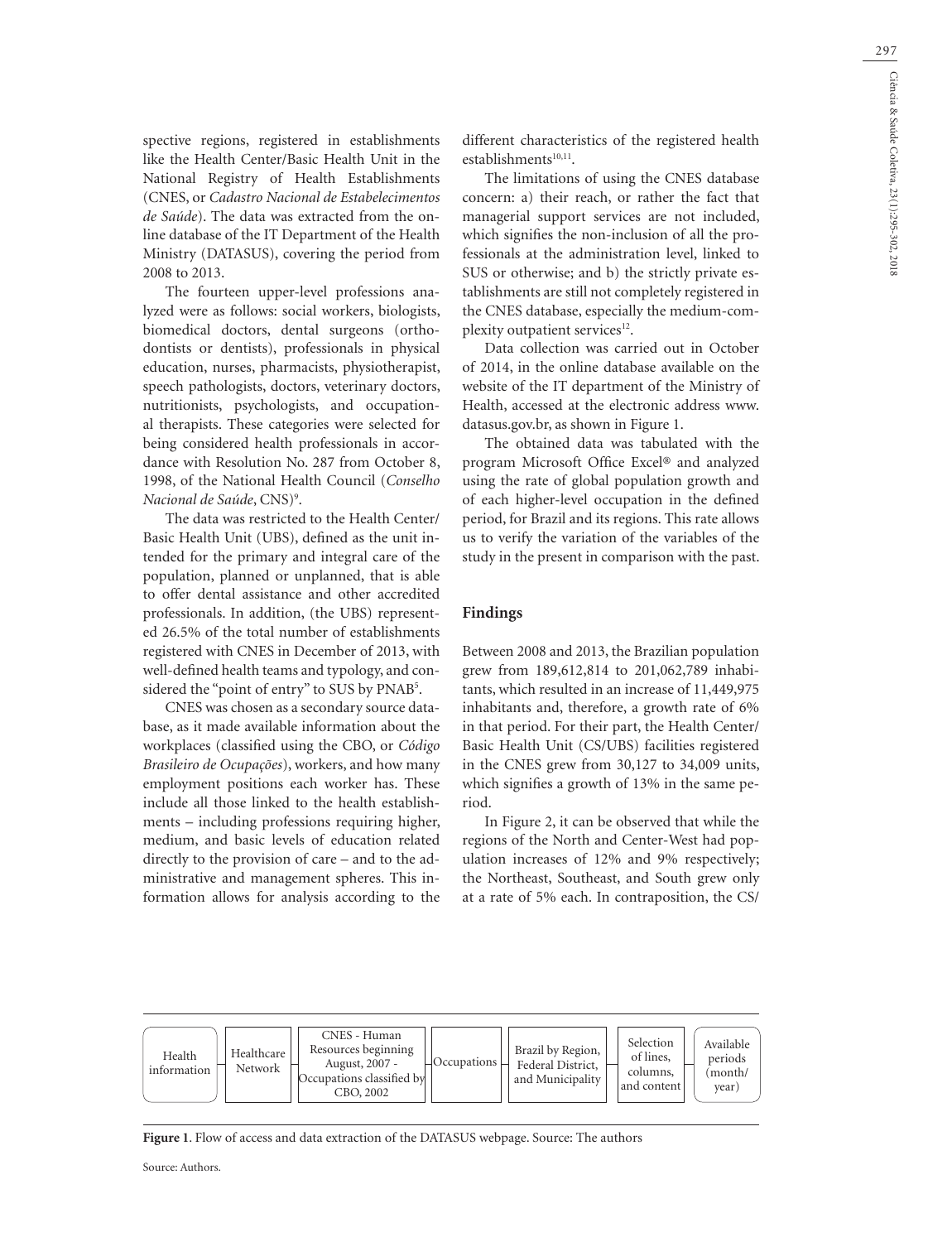spective regions, registered in establishments like the Health Center/Basic Health Unit in the National Registry of Health Establishments (CNES, or *Cadastro Nacional de Estabelecimentos de Saúde*). The data was extracted from the online database of the IT Department of the Health Ministry (DATASUS), covering the period from 2008 to 2013.

The fourteen upper-level professions analyzed were as follows: social workers, biologists, biomedical doctors, dental surgeons (orthodontists or dentists), professionals in physical education, nurses, pharmacists, physiotherapist, speech pathologists, doctors, veterinary doctors, nutritionists, psychologists, and occupational therapists. These categories were selected for being considered health professionals in accordance with Resolution No. 287 from October 8, 1998, of the National Health Council (*Conselho Nacional de Saúde*, CNS)[9].

The data was restricted to the Health Center/Basic Health Unit (UBS), defined as the unit intended for the primary and integral care of the population, planned or unplanned, that is able to offer dental assistance and other accredited professionals. In addition, (the UBS) represented 26.5% of the total number of establishments registered with CNES in December of 2013, with well-defined health teams and typology, and considered the "point of entry" to SUS by PNAB[5].

CNES was chosen as a secondary source database, as it made available information about the workplaces (classified using the CBO, or *Código Brasileiro de Ocupações*), workers, and how many employment positions each worker has. These include all those linked to the health establishments – including professions requiring higher, medium, and basic levels of education related directly to the provision of care – and to the administrative and management spheres. This information allows for analysis according to the different characteristics of the registered health establishments[10,11].

The limitations of using the CNES database concern: a) their reach, or rather the fact that managerial support services are not included, which signifies the non-inclusion of all the professionals at the administration level, linked to SUS or otherwise; and b) the strictly private establishments are still not completely registered in the CNES database, especially the medium-complexity outpatient services[12].

Data collection was carried out in October of 2014, in the online database available on the website of the IT department of the Ministry of Health, accessed at the electronic address www.datasus.gov.br, as shown in Figure 1.

The obtained data was tabulated with the program Microsoft Office Excel® and analyzed using the rate of global population growth and of each higher-level occupation in the defined period, for Brazil and its regions. This rate allows us to verify the variation of the variables of the study in the present in comparison with the past.

## Findings

Between 2008 and 2013, the Brazilian population grew from 189,612,814 to 201,062,789 inhabitants, which resulted in an increase of 11,449,975 inhabitants and, therefore, a growth rate of 6% in that period. For their part, the Health Center/Basic Health Unit (CS/UBS) facilities registered in the CNES grew from 30,127 to 34,009 units, which signifies a growth of 13% in the same period.

In Figure 2, it can be observed that while the regions of the North and Center-West had population increases of 12% and 9% respectively; the Northeast, Southeast, and South grew only at a rate of 5% each. In contraposition, the CS/

| Health information | Healthcare Network | CNES - Human Resources beginning August, 2007 - Occupations classified by CBO, 2002 | Occupations | Brazil by Region, Federal District, and Municipality | Selection of lines, columns, and content | Available periods (month/ year) |
|---|---|---|---|---|---|---|

**Figure 1**. Flow of access and data extraction of the DATASUS webpage. Source: The authors

Source: Authors.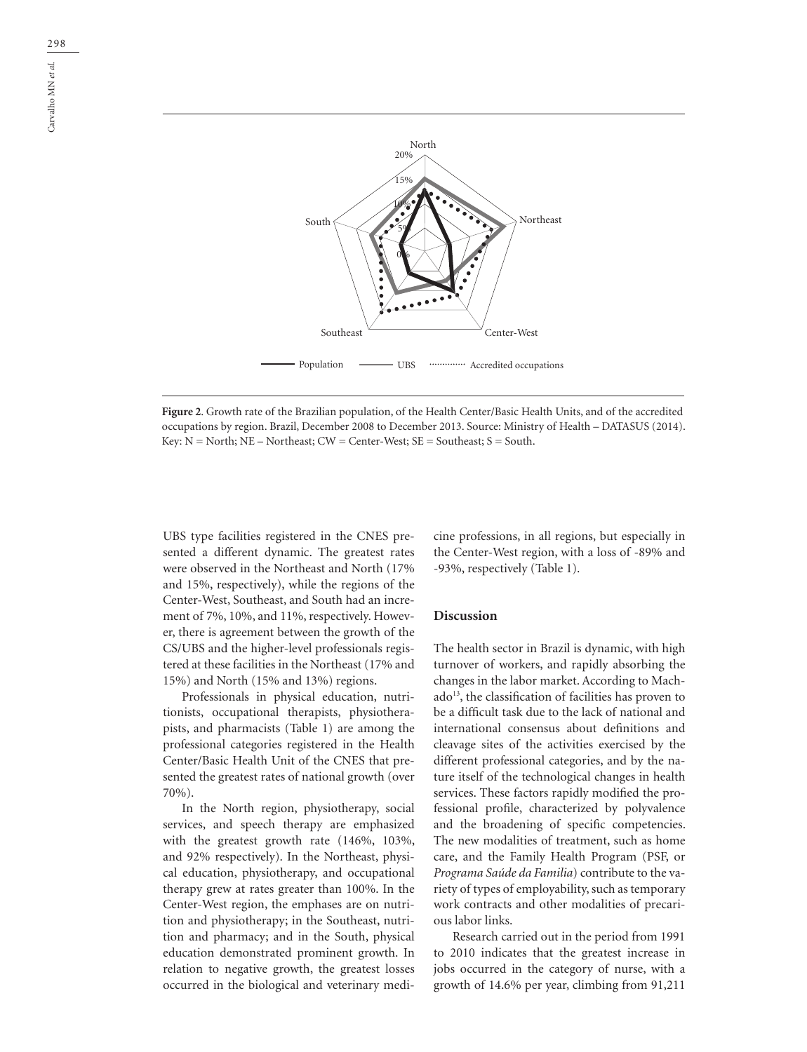**Figure 2**. Growth rate of the Brazilian population, of the Health Center/Basic Health Units, and of the accredited occupations by region. Brazil, December 2008 to December 2013. Source: Ministry of Health – DATASUS (2014). Key: N = North; NE – Northeast; CW = Center-West; SE = Southeast; S = South.

UBS type facilities registered in the CNES presented a different dynamic. The greatest rates were observed in the Northeast and North (17% and 15%, respectively), while the regions of the Center-West, Southeast, and South had an increment of 7%, 10%, and 11%, respectively. However, there is agreement between the growth of the CS/UBS and the higher-level professionals registered at these facilities in the Northeast (17% and 15%) and North (15% and 13%) regions.

Professionals in physical education, nutritionists, occupational therapists, physiotherapists, and pharmacists (Table 1) are among the professional categories registered in the Health Center/Basic Health Unit of the CNES that presented the greatest rates of national growth (over 70%).

In the North region, physiotherapy, social services, and speech therapy are emphasized with the greatest growth rate (146%, 103%, and 92% respectively). In the Northeast, physical education, physiotherapy, and occupational therapy grew at rates greater than 100%. In the Center-West region, the emphases are on nutrition and physiotherapy; in the Southeast, nutrition and pharmacy; and in the South, physical education demonstrated prominent growth. In relation to negative growth, the greatest losses occurred in the biological and veterinary medicine professions, in all regions, but especially in the Center-West region, with a loss of -89% and -93%, respectively (Table 1).

## Discussion

The health sector in Brazil is dynamic, with high turnover of workers, and rapidly absorbing the changes in the labor market. According to Machado[13], the classification of facilities has proven to be a difficult task due to the lack of national and international consensus about definitions and cleavage sites of the activities exercised by the different professional categories, and by the nature itself of the technological changes in health services. These factors rapidly modified the professional profile, characterized by polyvalence and the broadening of specific competencies. The new modalities of treatment, such as home care, and the Family Health Program (PSF, or *Programa Saúde da Familia*) contribute to the variety of types of employability, such as temporary work contracts and other modalities of precarious labor links.

Research carried out in the period from 1991 to 2010 indicates that the greatest increase in jobs occurred in the category of nurse, with a growth of 14.6% per year, climbing from 91,211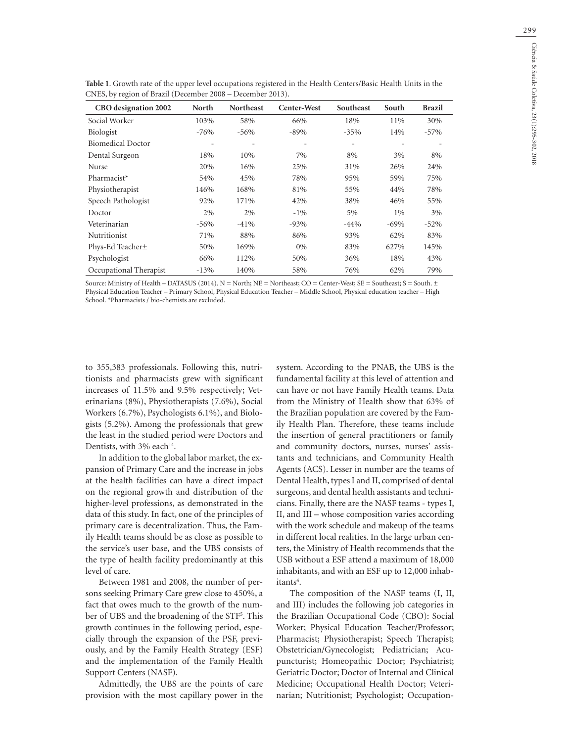**Table 1**. Growth rate of the upper level occupations registered in the Health Centers/Basic Health Units in the CNES, by region of Brazil (December 2008 – December 2013).

| CBO designation 2002 | North | Northeast | Center-West | Southeast | South | Brazil |
|---|---|---|---|---|---|---|
| Social Worker | 103% | 58% | 66% | 18% | 11% | 30% |
| Biologist | -76% | -56% | -89% | -35% | 14% | -57% |
| Biomedical Doctor | - | - | - | - | - | - |
| Dental Surgeon | 18% | 10% | 7% | 8% | 3% | 8% |
| Nurse | 20% | 16% | 25% | 31% | 26% | 24% |
| Pharmacist* | 54% | 45% | 78% | 95% | 59% | 75% |
| Physiotherapist | 146% | 168% | 81% | 55% | 44% | 78% |
| Speech Pathologist | 92% | 171% | 42% | 38% | 46% | 55% |
| Doctor | 2% | 2% | -1% | 5% | 1% | 3% |
| Veterinarian | -56% | -41% | -93% | -44% | -69% | -52% |
| Nutritionist | 71% | 88% | 86% | 93% | 62% | 83% |
| Phys-Ed Teacher± | 50% | 169% | 0% | 83% | 627% | 145% |
| Psychologist | 66% | 112% | 50% | 36% | 18% | 43% |
| Occupational Therapist | -13% | 140% | 58% | 76% | 62% | 79% |

Source: Ministry of Health – DATASUS (2014). N = North; NE = Northeast; CO = Center-West; SE = Southeast; S = South. ± Physical Education Teacher – Primary School, Physical Education Teacher – Middle School, Physical education teacher – High School. *Pharmacists / bio-chemists are excluded.

to 355,383 professionals. Following this, nutritionists and pharmacists grew with significant increases of 11.5% and 9.5% respectively; Veterinarians (8%), Physiotherapists (7.6%), Social Workers (6.7%), Psychologists 6.1%), and Biologists (5.2%). Among the professionals that grew the least in the studied period were Doctors and Dentists, with 3% each[14].

In addition to the global labor market, the expansion of Primary Care and the increase in jobs at the health facilities can have a direct impact on the regional growth and distribution of the higher-level professions, as demonstrated in the data of this study. In fact, one of the principles of primary care is decentralization. Thus, the Family Health teams should be as close as possible to the service's user base, and the UBS consists of the type of health facility predominantly at this level of care.

Between 1981 and 2008, the number of persons seeking Primary Care grew close to 450%, a fact that owes much to the growth of the number of UBS and the broadening of the STF[5]. This growth continues in the following period, especially through the expansion of the PSF, previously, and by the Family Health Strategy (ESF) and the implementation of the Family Health Support Centers (NASF).

Admittedly, the UBS are the points of care provision with the most capillary power in the system. According to the PNAB, the UBS is the fundamental facility at this level of attention and can have or not have Family Health teams. Data from the Ministry of Health show that 63% of the Brazilian population are covered by the Family Health Plan. Therefore, these teams include the insertion of general practitioners or family and community doctors, nurses, nurses' assistants and technicians, and Community Health Agents (ACS). Lesser in number are the teams of Dental Health, types I and II, comprised of dental surgeons, and dental health assistants and technicians. Finally, there are the NASF teams - types I, II, and III – whose composition varies according with the work schedule and makeup of the teams in different local realities. In the large urban centers, the Ministry of Health recommends that the USB without a ESF attend a maximum of 18,000 inhabitants, and with an ESF up to 12,000 inhabitants[4].

The composition of the NASF teams (I, II, and III) includes the following job categories in the Brazilian Occupational Code (CBO): Social Worker; Physical Education Teacher/Professor; Pharmacist; Physiotherapist; Speech Therapist; Obstetrician/Gynecologist; Pediatrician; Acupuncturist; Homeopathic Doctor; Psychiatrist; Geriatric Doctor; Doctor of Internal and Clinical Medicine; Occupational Health Doctor; Veterinarian; Nutritionist; Psychologist; Occupation-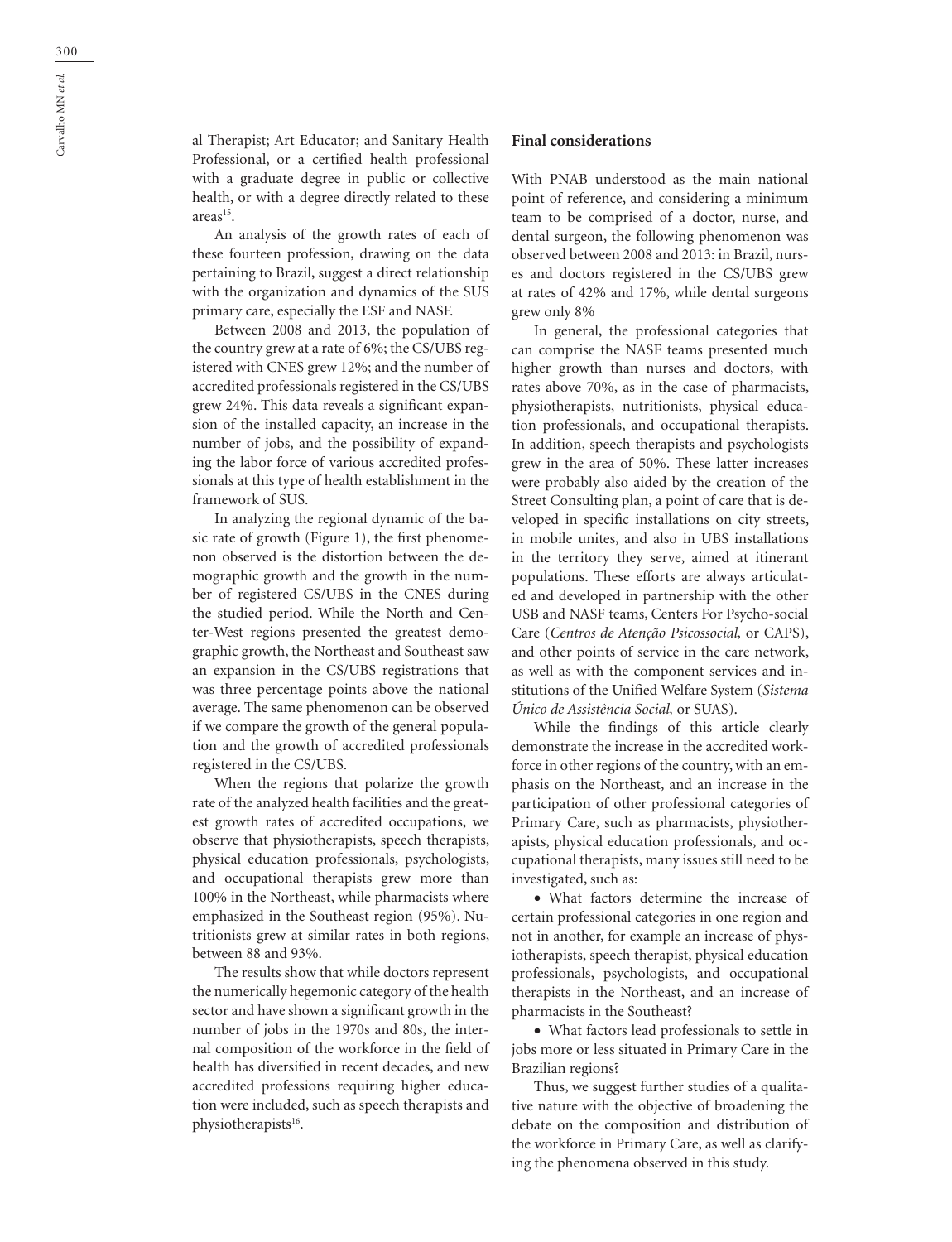al Therapist; Art Educator; and Sanitary Health Professional, or a certified health professional with a graduate degree in public or collective health, or with a degree directly related to these areas[15].

An analysis of the growth rates of each of these fourteen profession, drawing on the data pertaining to Brazil, suggest a direct relationship with the organization and dynamics of the SUS primary care, especially the ESF and NASF.

Between 2008 and 2013, the population of the country grew at a rate of 6%; the CS/UBS registered with CNES grew 12%; and the number of accredited professionals registered in the CS/UBS grew 24%. This data reveals a significant expansion of the installed capacity, an increase in the number of jobs, and the possibility of expanding the labor force of various accredited professionals at this type of health establishment in the framework of SUS.

In analyzing the regional dynamic of the basic rate of growth (Figure 1), the first phenomenon observed is the distortion between the demographic growth and the growth in the number of registered CS/UBS in the CNES during the studied period. While the North and Center-West regions presented the greatest demographic growth, the Northeast and Southeast saw an expansion in the CS/UBS registrations that was three percentage points above the national average. The same phenomenon can be observed if we compare the growth of the general population and the growth of accredited professionals registered in the CS/UBS.

When the regions that polarize the growth rate of the analyzed health facilities and the greatest growth rates of accredited occupations, we observe that physiotherapists, speech therapists, physical education professionals, psychologists, and occupational therapists grew more than 100% in the Northeast, while pharmacists where emphasized in the Southeast region (95%). Nutritionists grew at similar rates in both regions, between 88 and 93%.

The results show that while doctors represent the numerically hegemonic category of the health sector and have shown a significant growth in the number of jobs in the 1970s and 80s, the internal composition of the workforce in the field of health has diversified in recent decades, and new accredited professions requiring higher education were included, such as speech therapists and physiotherapists[16].

## Final considerations

With PNAB understood as the main national point of reference, and considering a minimum team to be comprised of a doctor, nurse, and dental surgeon, the following phenomenon was observed between 2008 and 2013: in Brazil, nurses and doctors registered in the CS/UBS grew at rates of 42% and 17%, while dental surgeons grew only 8%

In general, the professional categories that can comprise the NASF teams presented much higher growth than nurses and doctors, with rates above 70%, as in the case of pharmacists, physiotherapists, nutritionists, physical education professionals, and occupational therapists. In addition, speech therapists and psychologists grew in the area of 50%. These latter increases were probably also aided by the creation of the Street Consulting plan, a point of care that is developed in specific installations on city streets, in mobile unites, and also in UBS installations in the territory they serve, aimed at itinerant populations. These efforts are always articulated and developed in partnership with the other USB and NASF teams, Centers For Psycho-social Care (*Centros de Atenção Psicossocial,* or CAPS), and other points of service in the care network, as well as with the component services and institutions of the Unified Welfare System (*Sistema Único de Assistência Social,* or SUAS).

While the findings of this article clearly demonstrate the increase in the accredited workforce in other regions of the country, with an emphasis on the Northeast, and an increase in the participation of other professional categories of Primary Care, such as pharmacists, physiotherapists, physical education professionals, and occupational therapists, many issues still need to be investigated, such as:

- What factors determine the increase of certain professional categories in one region and not in another, for example an increase of physiotherapists, speech therapist, physical education professionals, psychologists, and occupational therapists in the Northeast, and an increase of pharmacists in the Southeast?
- What factors lead professionals to settle in jobs more or less situated in Primary Care in the Brazilian regions?

Thus, we suggest further studies of a qualitative nature with the objective of broadening the debate on the composition and distribution of the workforce in Primary Care, as well as clarifying the phenomena observed in this study.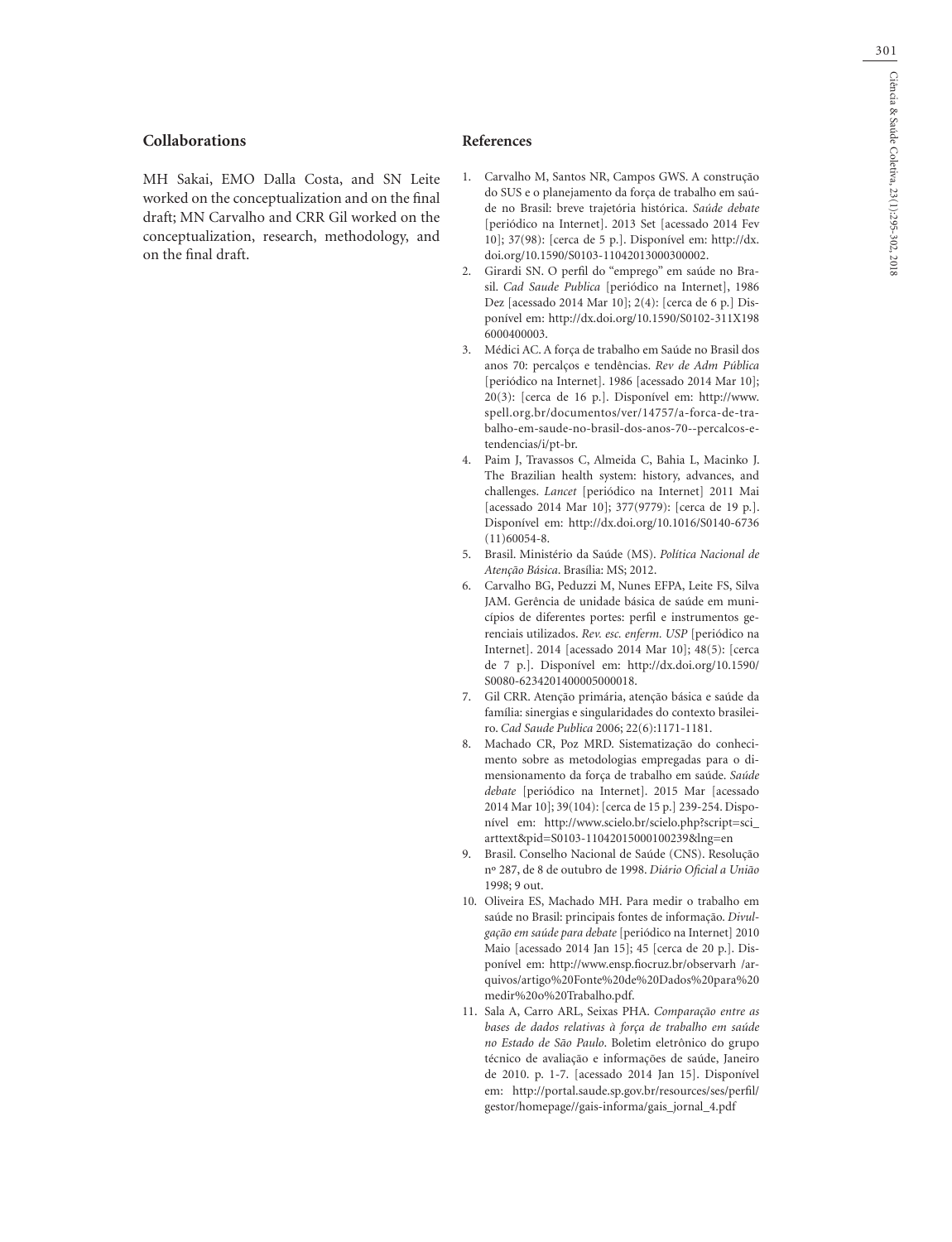## Collaborations

MH Sakai, EMO Dalla Costa, and SN Leite worked on the conceptualization and on the final draft; MN Carvalho and CRR Gil worked on the conceptualization, research, methodology, and on the final draft.

## References

1. Carvalho M, Santos NR, Campos GWS. A construção do SUS e o planejamento da força de trabalho em saúde no Brasil: breve trajetória histórica. *Saúde debate* [periódico na Internet]. 2013 Set [acessado 2014 Fev 10]; 37(98): [cerca de 5 p.]. Disponível em: http://dx.doi.org/10.1590/S0103-11042013000300002.
2. Girardi SN. O perfil do "emprego" em saúde no Brasil. *Cad Saude Publica* [periódico na Internet], 1986 Dez [acessado 2014 Mar 10]; 2(4): [cerca de 6 p.] Disponível em: http://dx.doi.org/10.1590/S0102-311X1986000400003.
3. Médici AC. A força de trabalho em Saúde no Brasil dos anos 70: percalços e tendências. *Rev de Adm Pública* [periódico na Internet]. 1986 [acessado 2014 Mar 10]; 20(3): [cerca de 16 p.]. Disponível em: http://www.spell.org.br/documentos/ver/14757/a-forca-de-trabalho-em-saude-no-brasil-dos-anos-70--percalcos-e-tendencias/i/pt-br.
4. Paim J, Travassos C, Almeida C, Bahia L, Macinko J. The Brazilian health system: history, advances, and challenges. *Lancet* [periódico na Internet] 2011 Mai [acessado 2014 Mar 10]; 377(9779): [cerca de 19 p.]. Disponível em: http://dx.doi.org/10.1016/S0140-6736(11)60054-8.
5. Brasil. Ministério da Saúde (MS). *Política Nacional de Atenção Básica*. Brasília: MS; 2012.
6. Carvalho BG, Peduzzi M, Nunes EFPA, Leite FS, Silva JAM. Gerência de unidade básica de saúde em municípios de diferentes portes: perfil e instrumentos gerenciais utilizados. *Rev. esc. enferm. USP* [periódico na Internet]. 2014 [acessado 2014 Mar 10]; 48(5): [cerca de 7 p.]. Disponível em: http://dx.doi.org/10.1590/S0080-6234201400005000018.
7. Gil CRR. Atenção primária, atenção básica e saúde da família: sinergias e singularidades do contexto brasileiro. *Cad Saude Publica* 2006; 22(6):1171-1181.
8. Machado CR, Poz MRD. Sistematização do conhecimento sobre as metodologias empregadas para o dimensionamento da força de trabalho em saúde. *Saúde debate* [periódico na Internet]. 2015 Mar [acessado 2014 Mar 10]; 39(104): [cerca de 15 p.] 239-254. Disponível em: http://www.scielo.br/scielo.php?script=sci_arttext&pid=S0103-11042015000100239&lng=en
9. Brasil. Conselho Nacional de Saúde (CNS). Resolução nº 287, de 8 de outubro de 1998. *Diário Oficial a União* 1998; 9 out.
10. Oliveira ES, Machado MH. Para medir o trabalho em saúde no Brasil: principais fontes de informação. *Divulgação em saúde para debate* [periódico na Internet] 2010 Maio [acessado 2014 Jan 15]; 45 [cerca de 20 p.]. Disponível em: http://www.ensp.fiocruz.br/observarh /arquivos/artigo%20Fonte%20de%20Dados%20para%20medir%20o%20Trabalho.pdf.
11. Sala A, Carro ARL, Seixas PHA. *Comparação entre as bases de dados relativas à força de trabalho em saúde no Estado de São Paulo*. Boletim eletrônico do grupo técnico de avaliação e informações de saúde, Janeiro de 2010. p. 1-7. [acessado 2014 Jan 15]. Disponível em: http://portal.saude.sp.gov.br/resources/ses/perfil/gestor/homepage//gais-informa/gais_jornal_4.pdf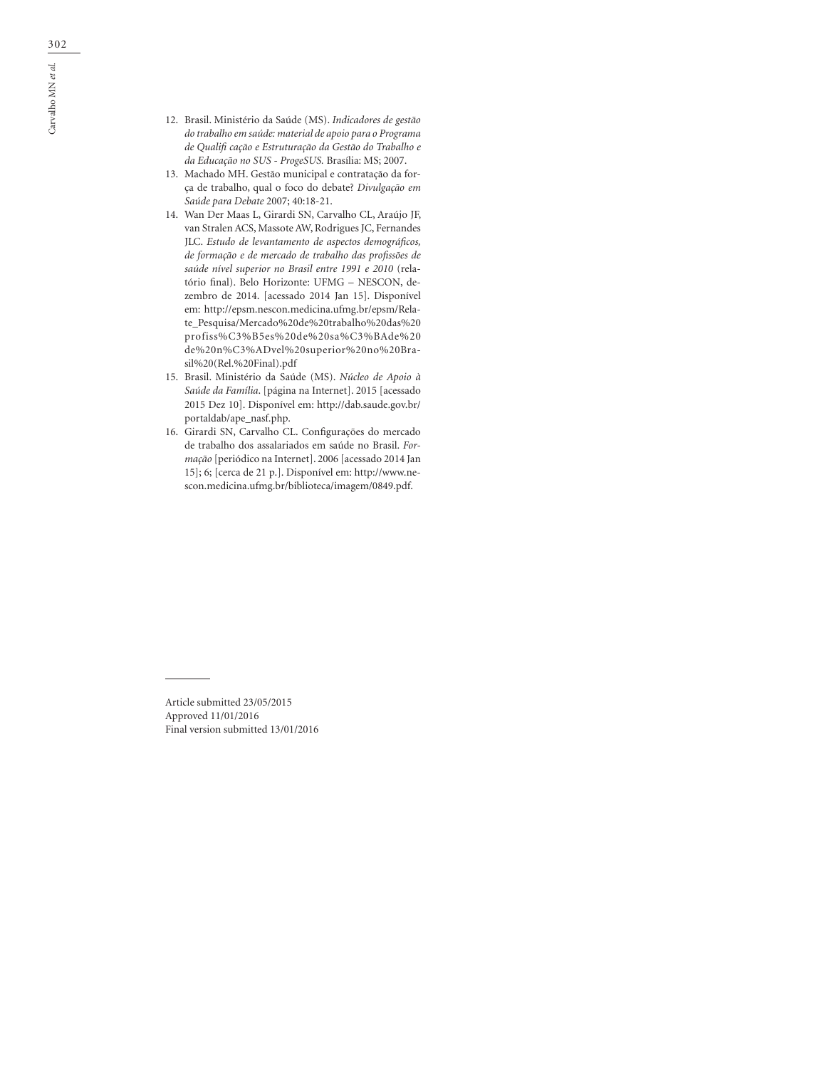12. Brasil. Ministério da Saúde (MS). *Indicadores de gestão do trabalho em saúde: material de apoio para o Programa de Qualifi cação e Estruturação da Gestão do Trabalho e da Educação no SUS - ProgeSUS.* Brasília: MS; 2007.
13. Machado MH. Gestão municipal e contratação da força de trabalho, qual o foco do debate? *Divulgação em Saúde para Debate* 2007; 40:18-21.
14. Wan Der Maas L, Girardi SN, Carvalho CL, Araújo JF, van Stralen ACS, Massote AW, Rodrigues JC, Fernandes JLC. *Estudo de levantamento de aspectos demográficos, de formação e de mercado de trabalho das profissões de saúde nível superior no Brasil entre 1991 e 2010* (relatório final). Belo Horizonte: UFMG – NESCON, dezembro de 2014. [acessado 2014 Jan 15]. Disponível em: http://epsm.nescon.medicina.ufmg.br/epsm/Relate_Pesquisa/Mercado%20de%20trabalho%20das%20profiss%C3%B5es%20de%20sa%C3%BAde%20de%20n%C3%ADvel%20superior%20no%20Brasil%20(Rel.%20Final).pdf
15. Brasil. Ministério da Saúde (MS). *Núcleo de Apoio à Saúde da Família*. [página na Internet]. 2015 [acessado 2015 Dez 10]. Disponível em: http://dab.saude.gov.br/portaldab/ape_nasf.php.
16. Girardi SN, Carvalho CL. Configurações do mercado de trabalho dos assalariados em saúde no Brasil. *Formação* [periódico na Internet]. 2006 [acessado 2014 Jan 15]; 6; [cerca de 21 p.]. Disponível em: http://www.nescon.medicina.ufmg.br/biblioteca/imagem/0849.pdf.

---

Article submitted 23/05/2015
Approved 11/01/2016
Final version submitted 13/01/2016